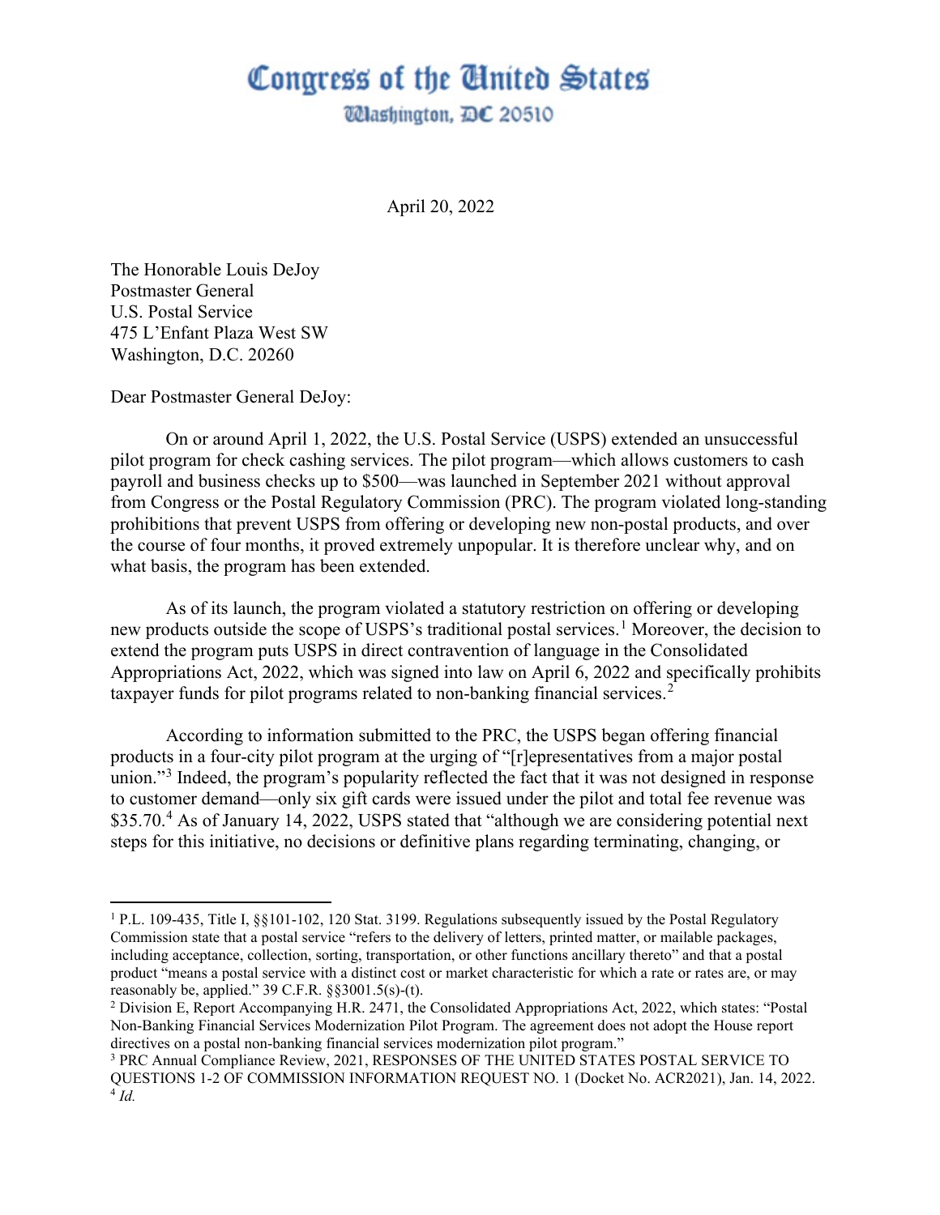# Congress of the United States

Washington, DC 20510

April 20, 2022

The Honorable Louis DeJoy
Postmaster General
U.S. Postal Service
475 L'Enfant Plaza West SW
Washington, D.C. 20260

Dear Postmaster General DeJoy:

On or around April 1, 2022, the U.S. Postal Service (USPS) extended an unsuccessful pilot program for check cashing services. The pilot program—which allows customers to cash payroll and business checks up to $500—was launched in September 2021 without approval from Congress or the Postal Regulatory Commission (PRC). The program violated long-standing prohibitions that prevent USPS from offering or developing new non-postal products, and over the course of four months, it proved extremely unpopular. It is therefore unclear why, and on what basis, the program has been extended.

As of its launch, the program violated a statutory restriction on offering or developing new products outside the scope of USPS's traditional postal services.[1] Moreover, the decision to extend the program puts USPS in direct contravention of language in the Consolidated Appropriations Act, 2022, which was signed into law on April 6, 2022 and specifically prohibits taxpayer funds for pilot programs related to non-banking financial services.[2]

According to information submitted to the PRC, the USPS began offering financial products in a four-city pilot program at the urging of "[r]epresentatives from a major postal union."[3] Indeed, the program's popularity reflected the fact that it was not designed in response to customer demand—only six gift cards were issued under the pilot and total fee revenue was $35.70.[4] As of January 14, 2022, USPS stated that "although we are considering potential next steps for this initiative, no decisions or definitive plans regarding terminating, changing, or

---

[1] P.L. 109-435, Title I, §§101-102, 120 Stat. 3199. Regulations subsequently issued by the Postal Regulatory Commission state that a postal service "refers to the delivery of letters, printed matter, or mailable packages, including acceptance, collection, sorting, transportation, or other functions ancillary thereto" and that a postal product "means a postal service with a distinct cost or market characteristic for which a rate or rates are, or may reasonably be, applied." 39 C.F.R. §§3001.5(s)-(t).

[2] Division E, Report Accompanying H.R. 2471, the Consolidated Appropriations Act, 2022, which states: "Postal Non-Banking Financial Services Modernization Pilot Program. The agreement does not adopt the House report directives on a postal non-banking financial services modernization pilot program."

[3] PRC Annual Compliance Review, 2021, RESPONSES OF THE UNITED STATES POSTAL SERVICE TO QUESTIONS 1-2 OF COMMISSION INFORMATION REQUEST NO. 1 (Docket No. ACR2021), Jan. 14, 2022.

[4] *Id.*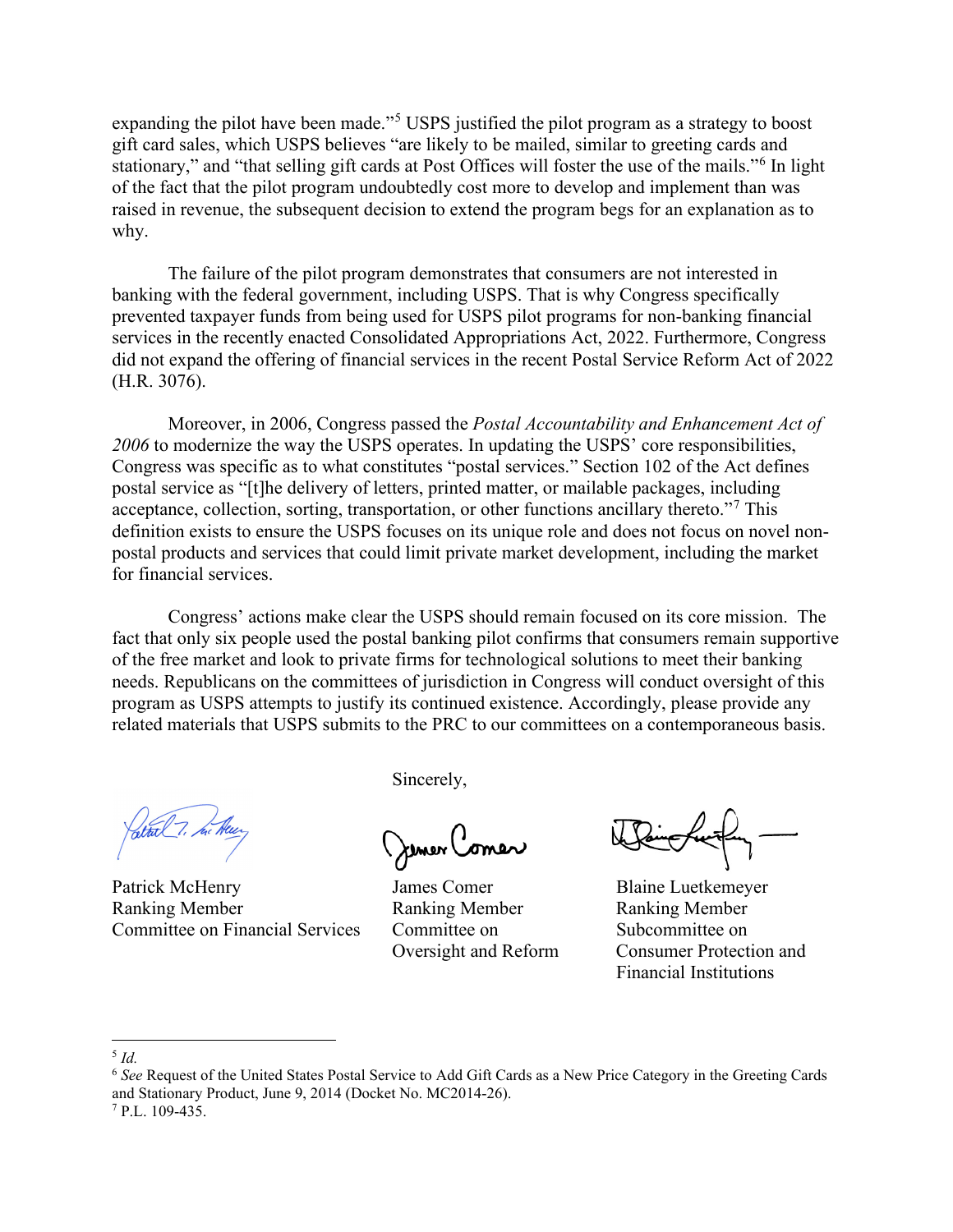expanding the pilot have been made."[5] USPS justified the pilot program as a strategy to boost gift card sales, which USPS believes "are likely to be mailed, similar to greeting cards and stationary," and "that selling gift cards at Post Offices will foster the use of the mails."[6] In light of the fact that the pilot program undoubtedly cost more to develop and implement than was raised in revenue, the subsequent decision to extend the program begs for an explanation as to why.

The failure of the pilot program demonstrates that consumers are not interested in banking with the federal government, including USPS. That is why Congress specifically prevented taxpayer funds from being used for USPS pilot programs for non-banking financial services in the recently enacted Consolidated Appropriations Act, 2022. Furthermore, Congress did not expand the offering of financial services in the recent Postal Service Reform Act of 2022 (H.R. 3076).

Moreover, in 2006, Congress passed the *Postal Accountability and Enhancement Act of 2006* to modernize the way the USPS operates. In updating the USPS' core responsibilities, Congress was specific as to what constitutes "postal services." Section 102 of the Act defines postal service as "[t]he delivery of letters, printed matter, or mailable packages, including acceptance, collection, sorting, transportation, or other functions ancillary thereto."[7] This definition exists to ensure the USPS focuses on its unique role and does not focus on novel non-postal products and services that could limit private market development, including the market for financial services.

Congress' actions make clear the USPS should remain focused on its core mission. The fact that only six people used the postal banking pilot confirms that consumers remain supportive of the free market and look to private firms for technological solutions to meet their banking needs. Republicans on the committees of jurisdiction in Congress will conduct oversight of this program as USPS attempts to justify its continued existence. Accordingly, please provide any related materials that USPS submits to the PRC to our committees on a contemporaneous basis.

Sincerely,

Patrick McHenry
Ranking Member
Committee on Financial Services

James Comer
Ranking Member
Committee on
Oversight and Reform

Blaine Luetkemeyer
Ranking Member
Subcommittee on
Consumer Protection and
Financial Institutions

---

[5] *Id.*

[6] *See* Request of the United States Postal Service to Add Gift Cards as a New Price Category in the Greeting Cards and Stationary Product, June 9, 2014 (Docket No. MC2014-26).

[7] P.L. 109-435.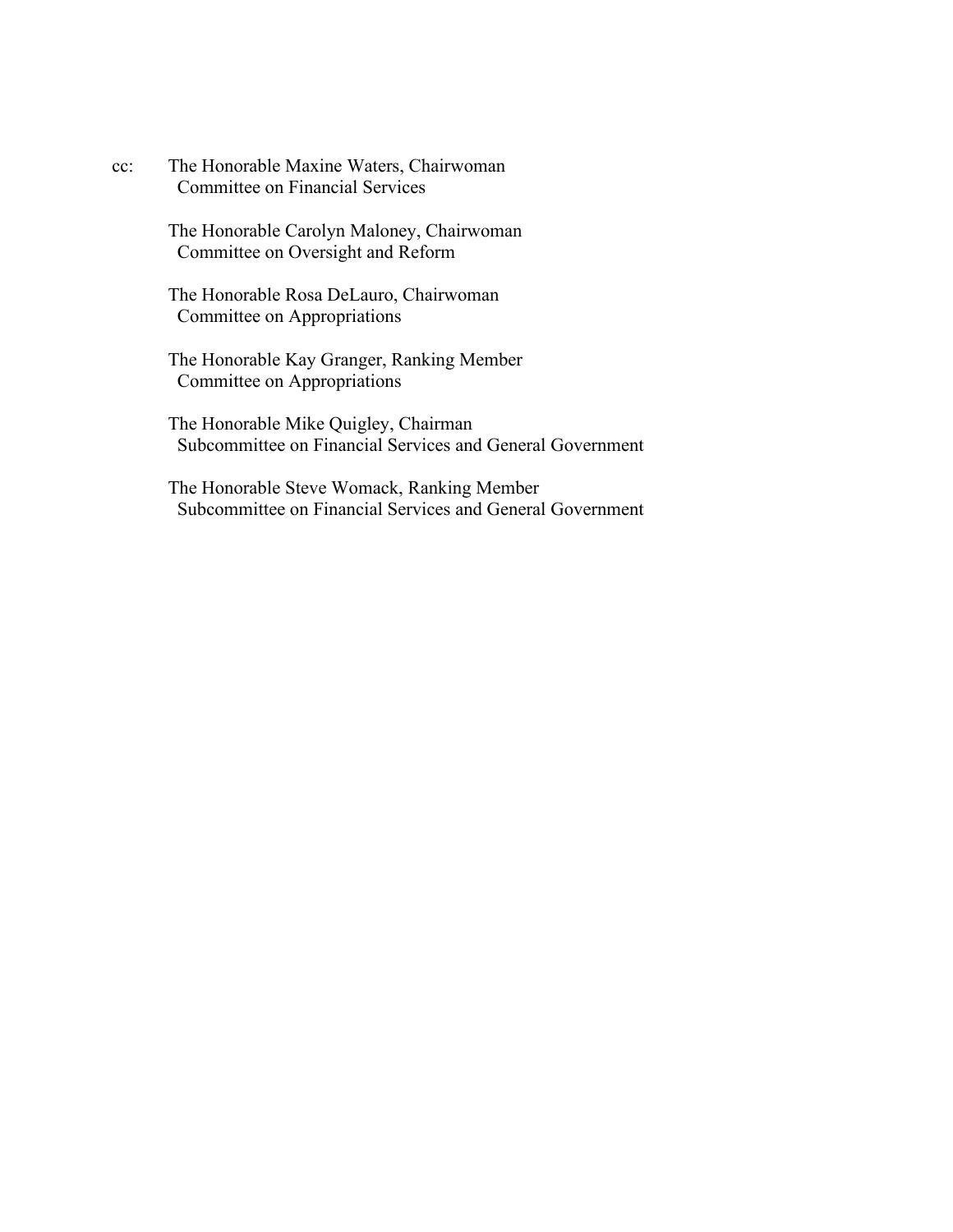cc: The Honorable Maxine Waters, Chairwoman
  Committee on Financial Services

The Honorable Carolyn Maloney, Chairwoman
  Committee on Oversight and Reform

The Honorable Rosa DeLauro, Chairwoman
  Committee on Appropriations

The Honorable Kay Granger, Ranking Member
  Committee on Appropriations

The Honorable Mike Quigley, Chairman
  Subcommittee on Financial Services and General Government

The Honorable Steve Womack, Ranking Member
  Subcommittee on Financial Services and General Government